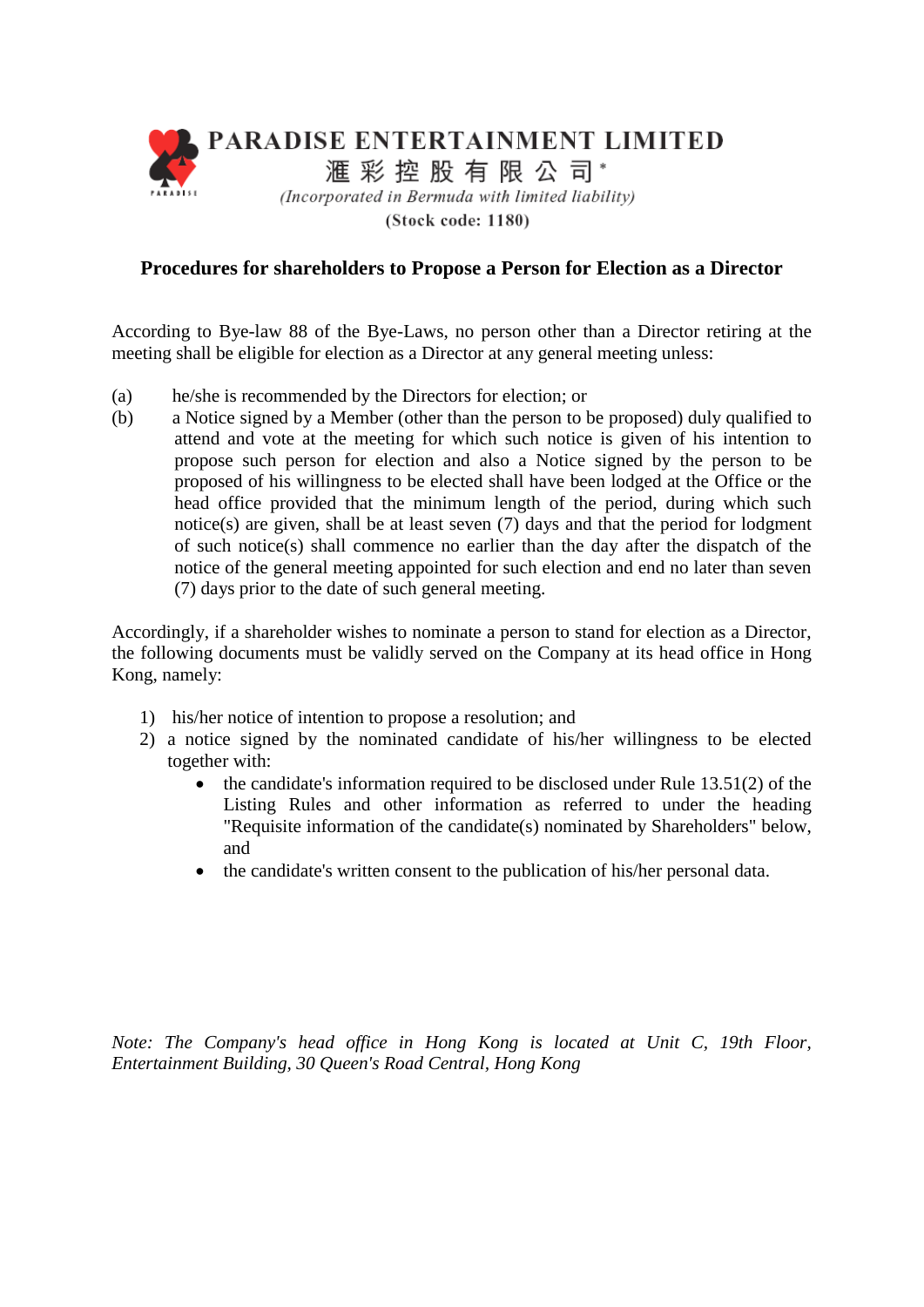**PARADISE ENTERTAINMENT LIMITED**

**滙彩控股有限公司***

*(Incorporated in Bermuda with limited liability)*

**(Stock code: 1180)**

## Procedures for shareholders to Propose a Person for Election as a Director

According to Bye-law 88 of the Bye-Laws, no person other than a Director retiring at the meeting shall be eligible for election as a Director at any general meeting unless:

(a) he/she is recommended by the Directors for election; or

(b) a Notice signed by a Member (other than the person to be proposed) duly qualified to attend and vote at the meeting for which such notice is given of his intention to propose such person for election and also a Notice signed by the person to be proposed of his willingness to be elected shall have been lodged at the Office or the head office provided that the minimum length of the period, during which such notice(s) are given, shall be at least seven (7) days and that the period for lodgment of such notice(s) shall commence no earlier than the day after the dispatch of the notice of the general meeting appointed for such election and end no later than seven (7) days prior to the date of such general meeting.

Accordingly, if a shareholder wishes to nominate a person to stand for election as a Director, the following documents must be validly served on the Company at its head office in Hong Kong, namely:

1) his/her notice of intention to propose a resolution; and
2) a notice signed by the nominated candidate of his/her willingness to be elected together with:
   - the candidate's information required to be disclosed under Rule 13.51(2) of the Listing Rules and other information as referred to under the heading "Requisite information of the candidate(s) nominated by Shareholders" below, and
   - the candidate's written consent to the publication of his/her personal data.

*Note: The Company's head office in Hong Kong is located at Unit C, 19th Floor, Entertainment Building, 30 Queen's Road Central, Hong Kong*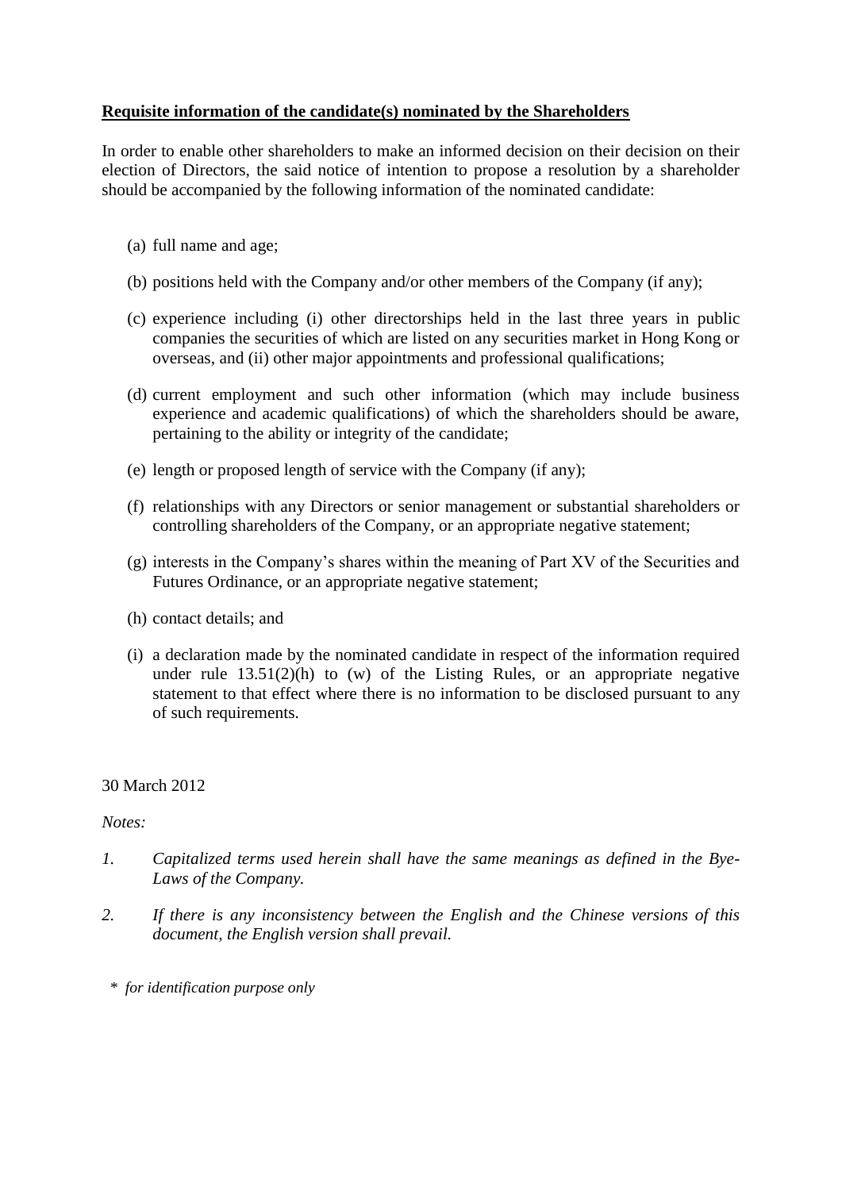**<u>Requisite information of the candidate(s) nominated by the Shareholders</u>**

In order to enable other shareholders to make an informed decision on their decision on their election of Directors, the said notice of intention to propose a resolution by a shareholder should be accompanied by the following information of the nominated candidate:

(a) full name and age;

(b) positions held with the Company and/or other members of the Company (if any);

(c) experience including (i) other directorships held in the last three years in public companies the securities of which are listed on any securities market in Hong Kong or overseas, and (ii) other major appointments and professional qualifications;

(d) current employment and such other information (which may include business experience and academic qualifications) of which the shareholders should be aware, pertaining to the ability or integrity of the candidate;

(e) length or proposed length of service with the Company (if any);

(f) relationships with any Directors or senior management or substantial shareholders or controlling shareholders of the Company, or an appropriate negative statement;

(g) interests in the Company's shares within the meaning of Part XV of the Securities and Futures Ordinance, or an appropriate negative statement;

(h) contact details; and

(i) a declaration made by the nominated candidate in respect of the information required under rule 13.51(2)(h) to (w) of the Listing Rules, or an appropriate negative statement to that effect where there is no information to be disclosed pursuant to any of such requirements.

30 March 2012

*Notes:*

1. *Capitalized terms used herein shall have the same meanings as defined in the Bye-Laws of the Company.*

2. *If there is any inconsistency between the English and the Chinese versions of this document, the English version shall prevail.*

\* *for identification purpose only*